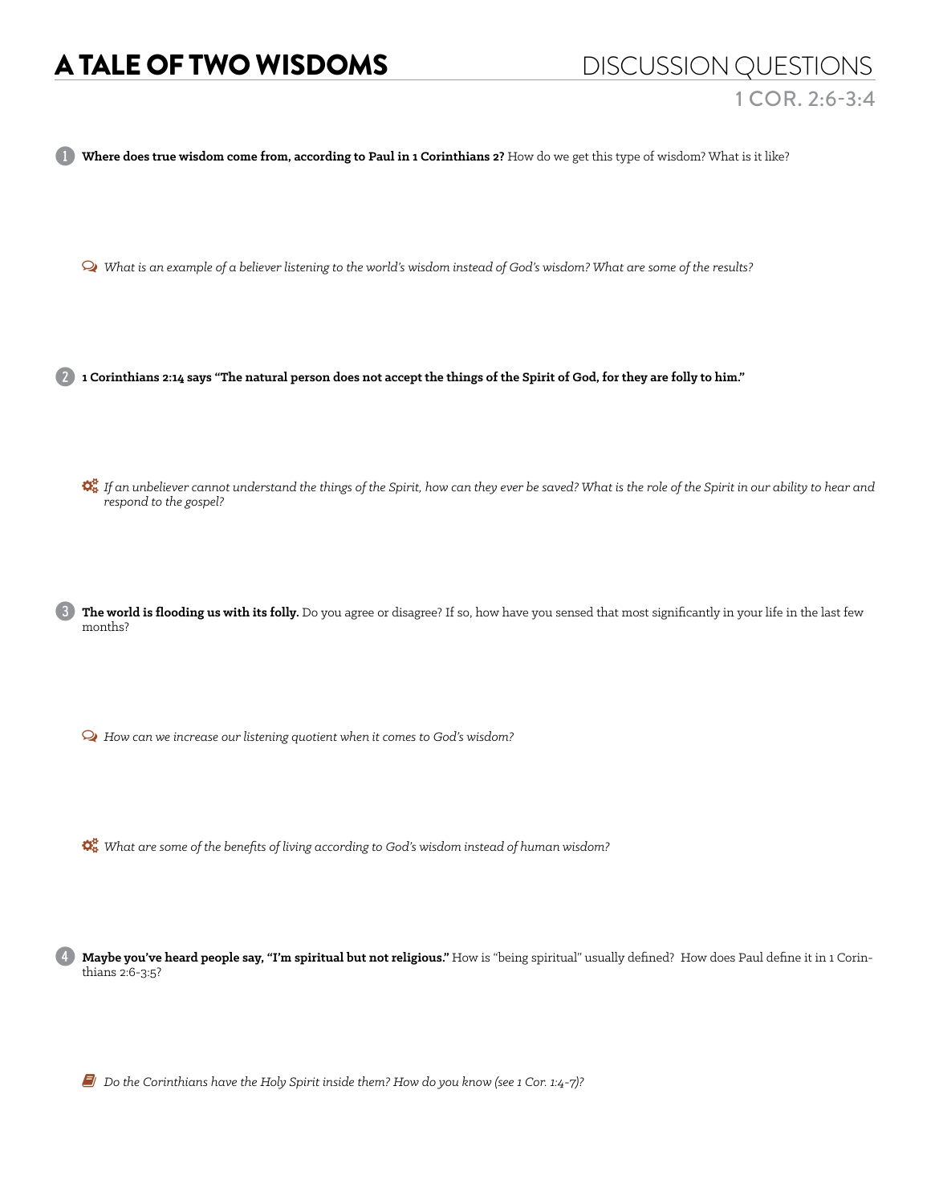# A TALE OF TWO WISDOMS

## DISCUSSION QUESTIONS

### 1 COR. 2:6-3:4

1. **Where does true wisdom come from, according to Paul in 1 Corinthians 2?** How do we get this type of wisdom? What is it like?

   *What is an example of a believer listening to the world's wisdom instead of God's wisdom? What are some of the results?*

2. **1 Corinthians 2:14 says "The natural person does not accept the things of the Spirit of God, for they are folly to him."**

   *If an unbeliever cannot understand the things of the Spirit, how can they ever be saved? What is the role of the Spirit in our ability to hear and respond to the gospel?*

3. **The world is flooding us with its folly.** Do you agree or disagree? If so, how have you sensed that most significantly in your life in the last few months?

   *How can we increase our listening quotient when it comes to God's wisdom?*

   *What are some of the benefits of living according to God's wisdom instead of human wisdom?*

4. **Maybe you've heard people say, "I'm spiritual but not religious."** How is "being spiritual" usually defined? How does Paul define it in 1 Corinthians 2:6-3:5?

   *Do the Corinthians have the Holy Spirit inside them? How do you know (see 1 Cor. 1:4-7)?*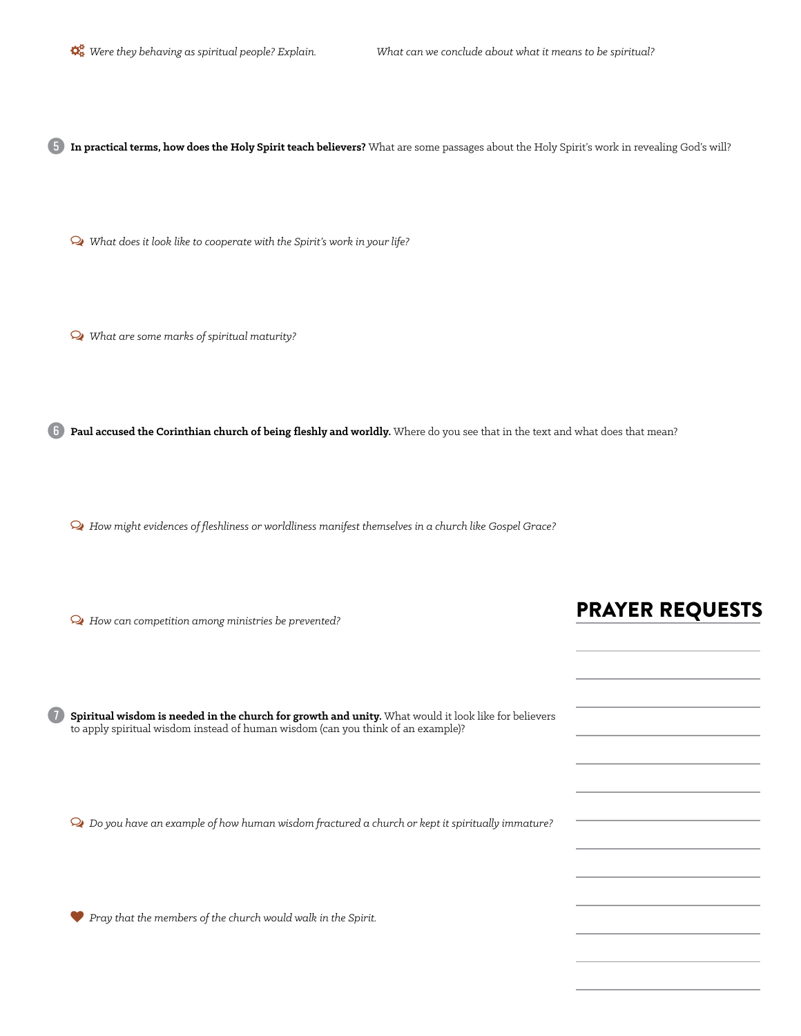*Were they behaving as spiritual people? Explain.*

*What can we conclude about what it means to be spiritual?*

5. **In practical terms, how does the Holy Spirit teach believers?** What are some passages about the Holy Spirit's work in revealing God's will?

   *What does it look like to cooperate with the Spirit's work in your life?*

   *What are some marks of spiritual maturity?*

6. **Paul accused the Corinthian church of being fleshly and worldly.** Where do you see that in the text and what does that mean?

   *How might evidences of fleshliness or worldliness manifest themselves in a church like Gospel Grace?*

   *How can competition among ministries be prevented?*

7. **Spiritual wisdom is needed in the church for growth and unity.** What would it look like for believers to apply spiritual wisdom instead of human wisdom (can you think of an example)?

   *Do you have an example of how human wisdom fractured a church or kept it spiritually immature?*

   *Pray that the members of the church would walk in the Spirit.*

## PRAYER REQUESTS